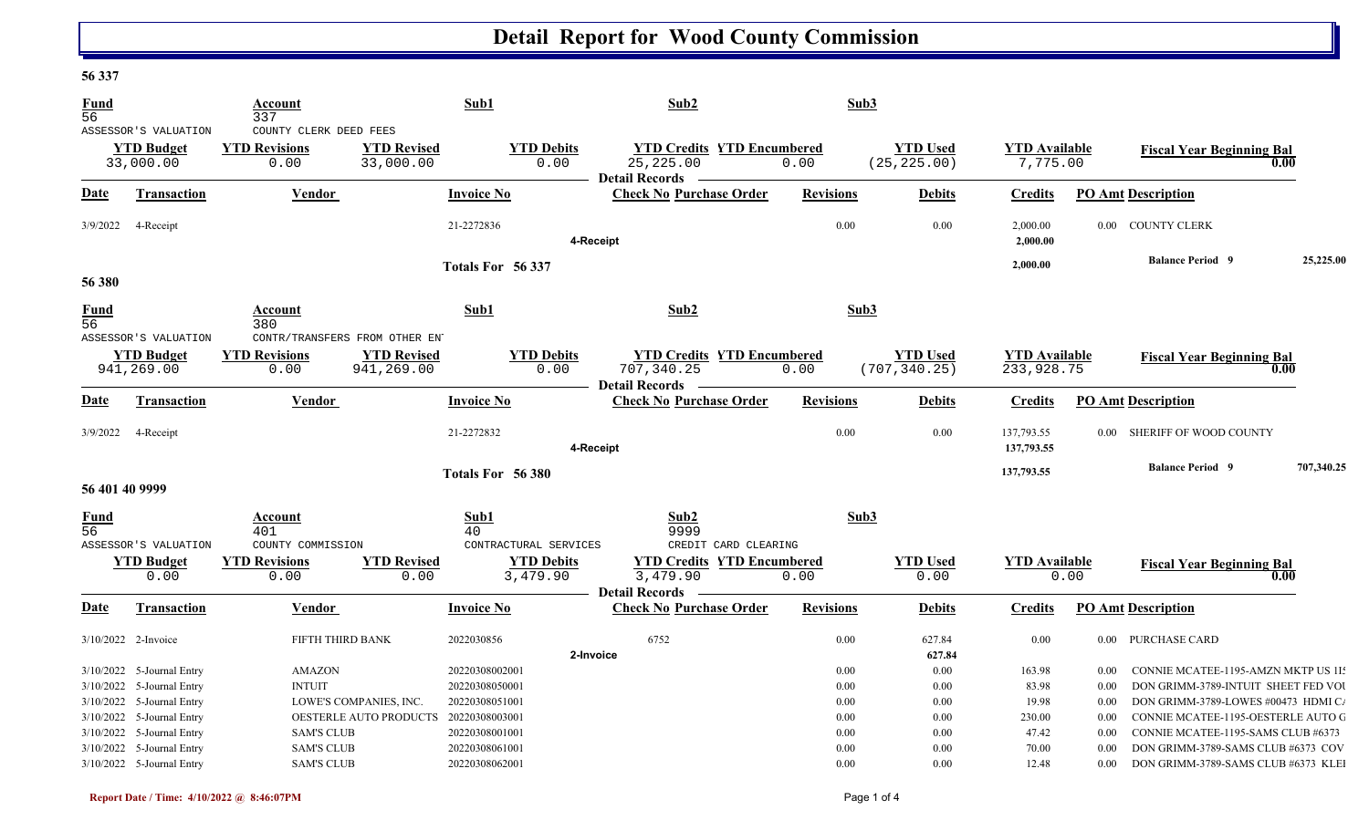# Detail Report for Wood County Commission

## 56 337

| Fund | Account | Sub1 | Sub2 | Sub3 |
|---|---|---|---|---|
| 56 | 337 | | | |
| ASSESSOR'S VALUATION | COUNTY CLERK DEED FEES | | | |

| YTD Budget | YTD Revisions | YTD Revised | YTD Debits | YTD Credits | YTD Encumbered | YTD Used | YTD Available | Fiscal Year Beginning Bal |
|---|---|---|---|---|---|---|---|---|
| 33,000.00 | 0.00 | 33,000.00 | 0.00 | 25,225.00 | 0.00 | (25,225.00) | 7,775.00 | 0.00 |

**Detail Records**

| Date | Transaction | Vendor | Invoice No | Check No | Purchase Order | Revisions | Debits | Credits | PO Amt | Description |
|---|---|---|---|---|---|---|---|---|---|---|
| 3/9/2022 | 4-Receipt | | 21-2272836 | | | 0.00 | 0.00 | 2,000.00 | 0.00 | COUNTY CLERK |
| | | | | 4-Receipt | | | | 2,000.00 | | |

**Totals For 56 337** — 2,000.00 — **Balance Period 9** 25,225.00

## 56 380

| Fund | Account | Sub1 | Sub2 | Sub3 |
|---|---|---|---|---|
| 56 | 380 | | | |
| ASSESSOR'S VALUATION | CONTR/TRANSFERS FROM OTHER EN | | | |

| YTD Budget | YTD Revisions | YTD Revised | YTD Debits | YTD Credits | YTD Encumbered | YTD Used | YTD Available | Fiscal Year Beginning Bal |
|---|---|---|---|---|---|---|---|---|
| 941,269.00 | 0.00 | 941,269.00 | 0.00 | 707,340.25 | 0.00 | (707,340.25) | 233,928.75 | 0.00 |

**Detail Records**

| Date | Transaction | Vendor | Invoice No | Check No | Purchase Order | Revisions | Debits | Credits | PO Amt | Description |
|---|---|---|---|---|---|---|---|---|---|---|
| 3/9/2022 | 4-Receipt | | 21-2272832 | | | 0.00 | 0.00 | 137,793.55 | 0.00 | SHERIFF OF WOOD COUNTY |
| | | | | 4-Receipt | | | | 137,793.55 | | |

**Totals For 56 380** — 137,793.55 — **Balance Period 9** 707,340.25

## 56 401 40 9999

| Fund | Account | Sub1 | Sub2 | Sub3 |
|---|---|---|---|---|
| 56 | 401 | 40 | 9999 | |
| ASSESSOR'S VALUATION | COUNTY COMMISSION | CONTRACTUAL SERVICES | CREDIT CARD CLEARING | |

| YTD Budget | YTD Revisions | YTD Revised | YTD Debits | YTD Credits | YTD Encumbered | YTD Used | YTD Available | Fiscal Year Beginning Bal |
|---|---|---|---|---|---|---|---|---|
| 0.00 | 0.00 | 0.00 | 3,479.90 | 3,479.90 | 0.00 | 0.00 | 0.00 | 0.00 |

**Detail Records**

| Date | Transaction | Vendor | Invoice No | Check No | Purchase Order | Revisions | Debits | Credits | PO Amt | Description |
|---|---|---|---|---|---|---|---|---|---|---|
| 3/10/2022 | 2-Invoice | FIFTH THIRD BANK | 2022030856 | 6752 | | 0.00 | 627.84 | 0.00 | 0.00 | PURCHASE CARD |
| | | | | 2-Invoice | | | 627.84 | | | |
| 3/10/2022 | 5-Journal Entry | AMAZON | 20220308002001 | | | 0.00 | 0.00 | 163.98 | 0.00 | CONNIE MCATEE-1195-AMZN MKTP US 11 |
| 3/10/2022 | 5-Journal Entry | INTUIT | 20220308050001 | | | 0.00 | 0.00 | 83.98 | 0.00 | DON GRIMM-3789-INTUIT SHEET FED VO |
| 3/10/2022 | 5-Journal Entry | LOWE'S COMPANIES, INC. | 20220308051001 | | | 0.00 | 0.00 | 19.98 | 0.00 | DON GRIMM-3789-LOWES #00473 HDMI C |
| 3/10/2022 | 5-Journal Entry | OESTERLE AUTO PRODUCTS | 20220308003001 | | | 0.00 | 0.00 | 230.00 | 0.00 | CONNIE MCATEE-1195-OESTERLE AUTO G |
| 3/10/2022 | 5-Journal Entry | SAM'S CLUB | 20220308001001 | | | 0.00 | 0.00 | 47.42 | 0.00 | CONNIE MCATEE-1195-SAMS CLUB #6373 |
| 3/10/2022 | 5-Journal Entry | SAM'S CLUB | 20220308061001 | | | 0.00 | 0.00 | 70.00 | 0.00 | DON GRIMM-3789-SAMS CLUB #6373 COV |
| 3/10/2022 | 5-Journal Entry | SAM'S CLUB | 20220308062001 | | | 0.00 | 0.00 | 12.48 | 0.00 | DON GRIMM-3789-SAMS CLUB #6373 KLEI |

Report Date / Time: 4/10/2022 @ 8:46:07PM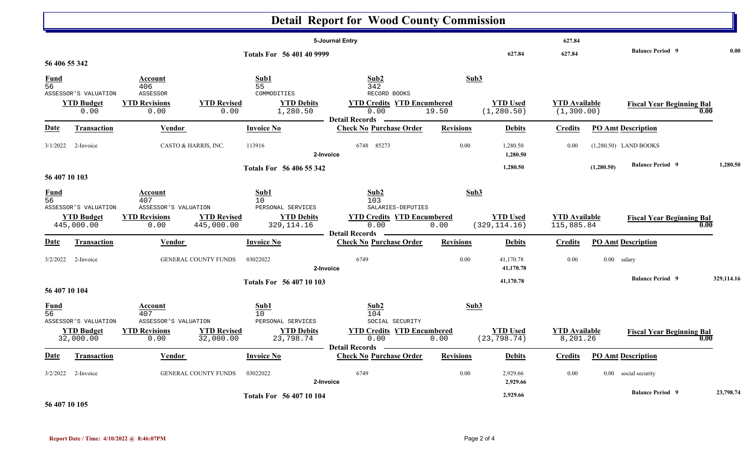# Detail Report for Wood County Commission

| | | | | | | | |
|---|---|---|---|---|---|---|---|
| | 5-Journal Entry | | | | 627.84 | | |
| Totals For 56 401 40 9999 | | | 627.84 | 627.84 | | Balance Period 9 | 0.00 |

## 56 406 55 342

| Fund | Account | | Sub1 | Sub2 | | Sub3 | | |
|---|---|---|---|---|---|---|---|---|
| 56 | 406 | | 55 | 342 | | | | |
| ASSESSOR'S VALUATION | ASSESSOR | | COMMODITIES | RECORD BOOKS | | | | |
| **YTD Budget** | **YTD Revisions** | **YTD Revised** | **YTD Debits** | **YTD Credits** | **YTD Encumbered** | **YTD Used** | **YTD Available** | **Fiscal Year Beginning Bal** |
| 0.00 | 0.00 | 0.00 | 1,280.50 | 0.00 | 19.50 | (1,280.50) | (1,300.00) | 0.00 |

**Detail Records**

| Date | Transaction | Vendor | Invoice No | Check No | Purchase Order | Revisions | Debits | Credits | PO Amt | Description |
|---|---|---|---|---|---|---|---|---|---|---|
| 3/1/2022 | 2-Invoice | CASTO & HARRIS, INC. | 113916 | 6748 | 85273 | 0.00 | 1,280.50 | 0.00 | (1,280.50) | LAND BOOKS |
| | | | | 2-Invoice | | | 1,280.50 | | | |
| | | | Totals For 56 406 55 342 | | | | 1,280.50 | | (1,280.50) | Balance Period 9 1,280.50 |

## 56 407 10 103

| Fund | Account | | Sub1 | Sub2 | | Sub3 | | |
|---|---|---|---|---|---|---|---|---|
| 56 | 407 | | 10 | 103 | | | | |
| ASSESSOR'S VALUATION | ASSESSOR'S VALUATION | | PERSONAL SERVICES | SALARIES-DEPUTIES | | | | |
| **YTD Budget** | **YTD Revisions** | **YTD Revised** | **YTD Debits** | **YTD Credits** | **YTD Encumbered** | **YTD Used** | **YTD Available** | **Fiscal Year Beginning Bal** |
| 445,000.00 | 0.00 | 445,000.00 | 329,114.16 | 0.00 | 0.00 | (329,114.16) | 115,885.84 | 0.00 |

**Detail Records**

| Date | Transaction | Vendor | Invoice No | Check No | Purchase Order | Revisions | Debits | Credits | PO Amt | Description |
|---|---|---|---|---|---|---|---|---|---|---|
| 3/2/2022 | 2-Invoice | GENERAL COUNTY FUNDS | 03022022 | 6749 | | 0.00 | 41,170.78 | 0.00 | 0.00 | salary |
| | | | | 2-Invoice | | | 41,170.78 | | | |
| | | | Totals For 56 407 10 103 | | | | 41,170.78 | | | Balance Period 9 329,114.16 |

## 56 407 10 104

| Fund | Account | | Sub1 | Sub2 | | Sub3 | | |
|---|---|---|---|---|---|---|---|---|
| 56 | 407 | | 10 | 104 | | | | |
| ASSESSOR'S VALUATION | ASSESSOR'S VALUATION | | PERSONAL SERVICES | SOCIAL SECURITY | | | | |
| **YTD Budget** | **YTD Revisions** | **YTD Revised** | **YTD Debits** | **YTD Credits** | **YTD Encumbered** | **YTD Used** | **YTD Available** | **Fiscal Year Beginning Bal** |
| 32,000.00 | 0.00 | 32,000.00 | 23,798.74 | 0.00 | 0.00 | (23,798.74) | 8,201.26 | 0.00 |

**Detail Records**

| Date | Transaction | Vendor | Invoice No | Check No | Purchase Order | Revisions | Debits | Credits | PO Amt | Description |
|---|---|---|---|---|---|---|---|---|---|---|
| 3/2/2022 | 2-Invoice | GENERAL COUNTY FUNDS | 03022022 | 6749 | | 0.00 | 2,929.66 | 0.00 | 0.00 | social security |
| | | | | 2-Invoice | | | 2,929.66 | | | |
| | | | Totals For 56 407 10 104 | | | | 2,929.66 | | | Balance Period 9 23,798.74 |

## 56 407 10 105

Report Date / Time: 4/10/2022 @ 8:46:07PM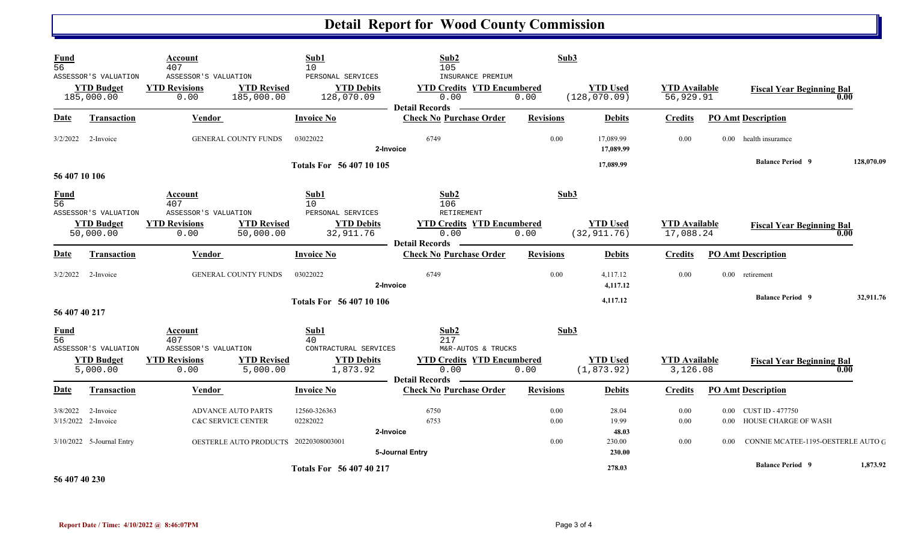# Detail Report for Wood County Commission

| Fund | Account | Sub1 | Sub2 | Sub3 |
|---|---|---|---|---|
| 56 | 407 | 10 | 105 | |
| ASSESSOR'S VALUATION | ASSESSOR'S VALUATION | PERSONAL SERVICES | INSURANCE PREMIUM | |

| YTD Budget | YTD Revisions | YTD Revised | YTD Debits | YTD Credits | YTD Encumbered | YTD Used | YTD Available | Fiscal Year Beginning Bal |
|---|---|---|---|---|---|---|---|---|
| 185,000.00 | 0.00 | 185,000.00 | 128,070.09 | 0.00 | 0.00 | (128,070.09) | 56,929.91 | 0.00 |

**Detail Records**

| Date | Transaction | Vendor | Invoice No | Check No | Purchase Order | Revisions | Debits | Credits | PO Amt | Description |
|---|---|---|---|---|---|---|---|---|---|---|
| 3/2/2022 | 2-Invoice | GENERAL COUNTY FUNDS | 03022022 | 6749 | | 0.00 | 17,089.99 | 0.00 | 0.00 | health insuramce |
| | | | | 2-Invoice | | | 17,089.99 | | | |
| | | | Totals For 56 407 10 105 | | | | 17,089.99 | | | Balance Period 9 128,070.09 |

## 56 407 10 106

| Fund | Account | Sub1 | Sub2 | Sub3 |
|---|---|---|---|---|
| 56 | 407 | 10 | 106 | |
| ASSESSOR'S VALUATION | ASSESSOR'S VALUATION | PERSONAL SERVICES | RETIREMENT | |

| YTD Budget | YTD Revisions | YTD Revised | YTD Debits | YTD Credits | YTD Encumbered | YTD Used | YTD Available | Fiscal Year Beginning Bal |
|---|---|---|---|---|---|---|---|---|
| 50,000.00 | 0.00 | 50,000.00 | 32,911.76 | 0.00 | 0.00 | (32,911.76) | 17,088.24 | 0.00 |

**Detail Records**

| Date | Transaction | Vendor | Invoice No | Check No | Purchase Order | Revisions | Debits | Credits | PO Amt | Description |
|---|---|---|---|---|---|---|---|---|---|---|
| 3/2/2022 | 2-Invoice | GENERAL COUNTY FUNDS | 03022022 | 6749 | | 0.00 | 4,117.12 | 0.00 | 0.00 | retirement |
| | | | | 2-Invoice | | | 4,117.12 | | | |
| | | | Totals For 56 407 10 106 | | | | 4,117.12 | | | Balance Period 9 32,911.76 |

## 56 407 40 217

| Fund | Account | Sub1 | Sub2 | Sub3 |
|---|---|---|---|---|
| 56 | 407 | 40 | 217 | |
| ASSESSOR'S VALUATION | ASSESSOR'S VALUATION | CONTRACTURAL SERVICES | M&R-AUTOS & TRUCKS | |

| YTD Budget | YTD Revisions | YTD Revised | YTD Debits | YTD Credits | YTD Encumbered | YTD Used | YTD Available | Fiscal Year Beginning Bal |
|---|---|---|---|---|---|---|---|---|
| 5,000.00 | 0.00 | 5,000.00 | 1,873.92 | 0.00 | 0.00 | (1,873.92) | 3,126.08 | 0.00 |

**Detail Records**

| Date | Transaction | Vendor | Invoice No | Check No | Purchase Order | Revisions | Debits | Credits | PO Amt | Description |
|---|---|---|---|---|---|---|---|---|---|---|
| 3/8/2022 | 2-Invoice | ADVANCE AUTO PARTS | 12560-326363 | 6750 | | 0.00 | 28.04 | 0.00 | 0.00 | CUST ID - 477750 |
| 3/15/2022 | 2-Invoice | C&C SERVICE CENTER | 02282022 | 6753 | | 0.00 | 19.99 | 0.00 | 0.00 | HOUSE CHARGE OF WASH |
| | | | | 2-Invoice | | | 48.03 | | | |
| 3/10/2022 | 5-Journal Entry | OESTERLE AUTO PRODUCTS | 20220308003001 | | | 0.00 | 230.00 | 0.00 | 0.00 | CONNIE MCATEE-1195-OESTERLE AUTO G |
| | | | | 5-Journal Entry | | | 230.00 | | | |
| | | | Totals For 56 407 40 217 | | | | 278.03 | | | Balance Period 9 1,873.92 |

## 56 407 40 230

Report Date / Time: 4/10/2022 @ 8:46:07PM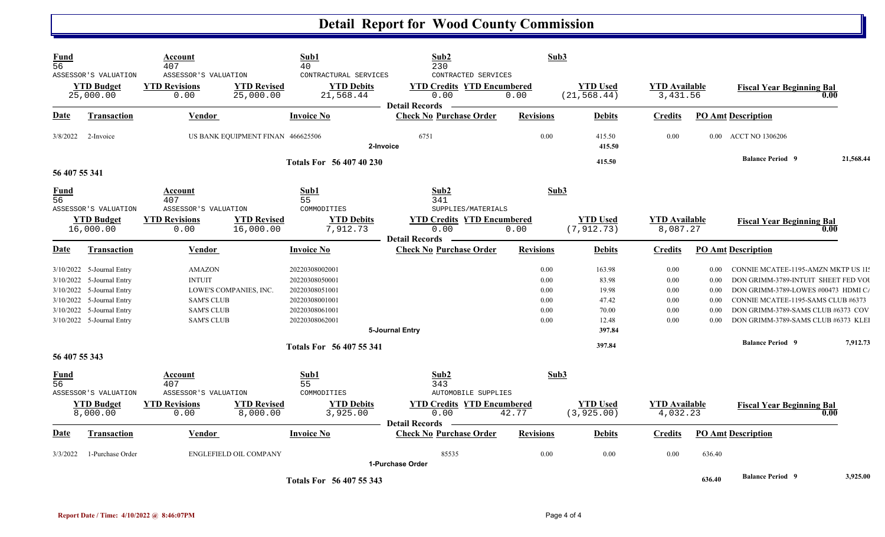# Detail Report for Wood County Commission

| Fund | Account | Sub1 | Sub2 | Sub3 | | |
|---|---|---|---|---|---|---|
| 56 | 407 | 40 | 230 | | | |
| ASSESSOR'S VALUATION | ASSESSOR'S VALUATION | CONTRACTURAL SERVICES | CONTRACTED SERVICES | | | |

| YTD Budget | YTD Revisions | YTD Revised | YTD Debits | YTD Credits | YTD Encumbered | YTD Used | YTD Available | Fiscal Year Beginning Bal |
|---|---|---|---|---|---|---|---|---|
| 25,000.00 | 0.00 | 25,000.00 | 21,568.44 | 0.00 | 0.00 | (21,568.44) | 3,431.56 | 0.00 |

Detail Records

| Date | Transaction | Vendor | Invoice No | Check No | Purchase Order | Revisions | Debits | Credits | PO Amt | Description |
|---|---|---|---|---|---|---|---|---|---|---|
| 3/8/2022 | 2-Invoice | US BANK EQUIPMENT FINAN | 466625506 | 6751 | | 0.00 | 415.50 | 0.00 | 0.00 | ACCT NO 1306206 |
| | | | 2-Invoice | | | | 415.50 | | | |
| | | | Totals For 56 407 40 230 | | | | 415.50 | | | Balance Period 9 21,568.44 |

**56 407 55 341**

| Fund | Account | Sub1 | Sub2 | Sub3 | | |
|---|---|---|---|---|---|---|
| 56 | 407 | 55 | 341 | | | |
| ASSESSOR'S VALUATION | ASSESSOR'S VALUATION | COMMODITIES | SUPPLIES/MATERIALS | | | |

| YTD Budget | YTD Revisions | YTD Revised | YTD Debits | YTD Credits | YTD Encumbered | YTD Used | YTD Available | Fiscal Year Beginning Bal |
|---|---|---|---|---|---|---|---|---|
| 16,000.00 | 0.00 | 16,000.00 | 7,912.73 | 0.00 | 0.00 | (7,912.73) | 8,087.27 | 0.00 |

Detail Records

| Date | Transaction | Vendor | Invoice No | Check No | Purchase Order | Revisions | Debits | Credits | PO Amt | Description |
|---|---|---|---|---|---|---|---|---|---|---|
| 3/10/2022 | 5-Journal Entry | AMAZON | 20220308002001 | | | 0.00 | 163.98 | 0.00 | 0.00 | CONNIE MCATEE-1195-AMZN MKTP US 115 |
| 3/10/2022 | 5-Journal Entry | INTUIT | 20220308050001 | | | 0.00 | 83.98 | 0.00 | 0.00 | DON GRIMM-3789-INTUIT SHEET FED VOU |
| 3/10/2022 | 5-Journal Entry | LOWE'S COMPANIES, INC. | 20220308051001 | | | 0.00 | 19.98 | 0.00 | 0.00 | DON GRIMM-3789-LOWES #00473 HDMI CA |
| 3/10/2022 | 5-Journal Entry | SAM'S CLUB | 20220308001001 | | | 0.00 | 47.42 | 0.00 | 0.00 | CONNIE MCATEE-1195-SAMS CLUB #6373 |
| 3/10/2022 | 5-Journal Entry | SAM'S CLUB | 20220308061001 | | | 0.00 | 70.00 | 0.00 | 0.00 | DON GRIMM-3789-SAMS CLUB #6373 COV |
| 3/10/2022 | 5-Journal Entry | SAM'S CLUB | 20220308062001 | | | 0.00 | 12.48 | 0.00 | 0.00 | DON GRIMM-3789-SAMS CLUB #6373 KLEI |
| | | | 5-Journal Entry | | | | 397.84 | | | |
| | | | Totals For 56 407 55 341 | | | | 397.84 | | | Balance Period 9 7,912.73 |

**56 407 55 343**

| Fund | Account | Sub1 | Sub2 | Sub3 | | |
|---|---|---|---|---|---|---|
| 56 | 407 | 55 | 343 | | | |
| ASSESSOR'S VALUATION | ASSESSOR'S VALUATION | COMMODITIES | AUTOMOBILE SUPPLIES | | | |

| YTD Budget | YTD Revisions | YTD Revised | YTD Debits | YTD Credits | YTD Encumbered | YTD Used | YTD Available | Fiscal Year Beginning Bal |
|---|---|---|---|---|---|---|---|---|
| 8,000.00 | 0.00 | 8,000.00 | 3,925.00 | 0.00 | 42.77 | (3,925.00) | 4,032.23 | 0.00 |

Detail Records

| Date | Transaction | Vendor | Invoice No | Check No | Purchase Order | Revisions | Debits | Credits | PO Amt | Description |
|---|---|---|---|---|---|---|---|---|---|---|
| 3/3/2022 | 1-Purchase Order | ENGLEFIELD OIL COMPANY | | | 85535 | 0.00 | 0.00 | 0.00 | 636.40 | |
| | | | 1-Purchase Order | | | | | | | |
| | | | Totals For 56 407 55 343 | | | | | | 636.40 | Balance Period 9 3,925.00 |

Report Date / Time: 4/10/2022 @ 8:46:07PM